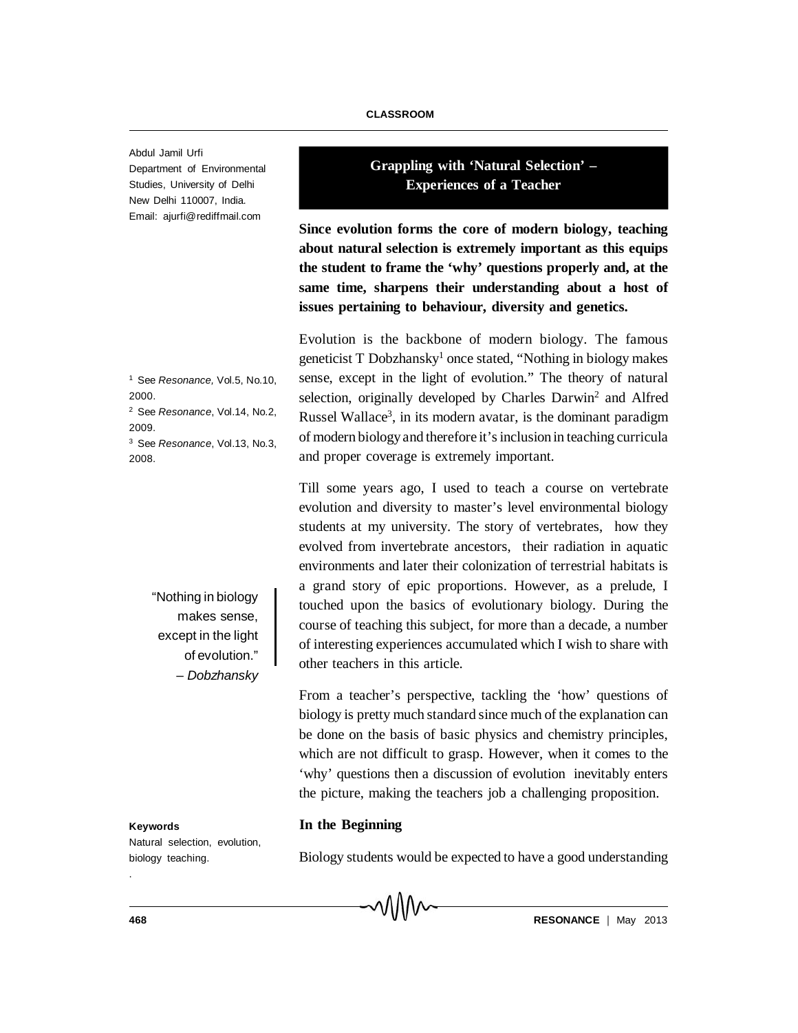Abdul Jamil Urfi
Department of Environmental Studies, University of Delhi
New Delhi 110007, India.
Email: ajurfi@rediffmail.com

# Grappling with 'Natural Selection' – Experiences of a Teacher

**Since evolution forms the core of modern biology, teaching about natural selection is extremely important as this equips the student to frame the 'why' questions properly and, at the same time, sharpens their understanding about a host of issues pertaining to behaviour, diversity and genetics.**

Evolution is the backbone of modern biology. The famous geneticist T Dobzhansky[1] once stated, "Nothing in biology makes sense, except in the light of evolution." The theory of natural selection, originally developed by Charles Darwin[2] and Alfred Russel Wallace[3], in its modern avatar, is the dominant paradigm of modern biology and therefore it's inclusion in teaching curricula and proper coverage is extremely important.

[1] See *Resonance,* Vol.5, No.10, 2000.
[2] See *Resonance*, Vol.14, No.2, 2009.
[3] See *Resonance*, Vol.13, No.3, 2008.

Till some years ago, I used to teach a course on vertebrate evolution and diversity to master's level environmental biology students at my university. The story of vertebrates, how they evolved from invertebrate ancestors, their radiation in aquatic environments and later their colonization of terrestrial habitats is a grand story of epic proportions. However, as a prelude, I touched upon the basics of evolutionary biology. During the course of teaching this subject, for more than a decade, a number of interesting experiences accumulated which I wish to share with other teachers in this article.

> "Nothing in biology makes sense, except in the light of evolution."
> – *Dobzhansky*

From a teacher's perspective, tackling the 'how' questions of biology is pretty much standard since much of the explanation can be done on the basis of basic physics and chemistry principles, which are not difficult to grasp. However, when it comes to the 'why' questions then a discussion of evolution inevitably enters the picture, making the teachers job a challenging proposition.

**Keywords**
Natural selection, evolution, biology teaching.

## In the Beginning

Biology students would be expected to have a good understanding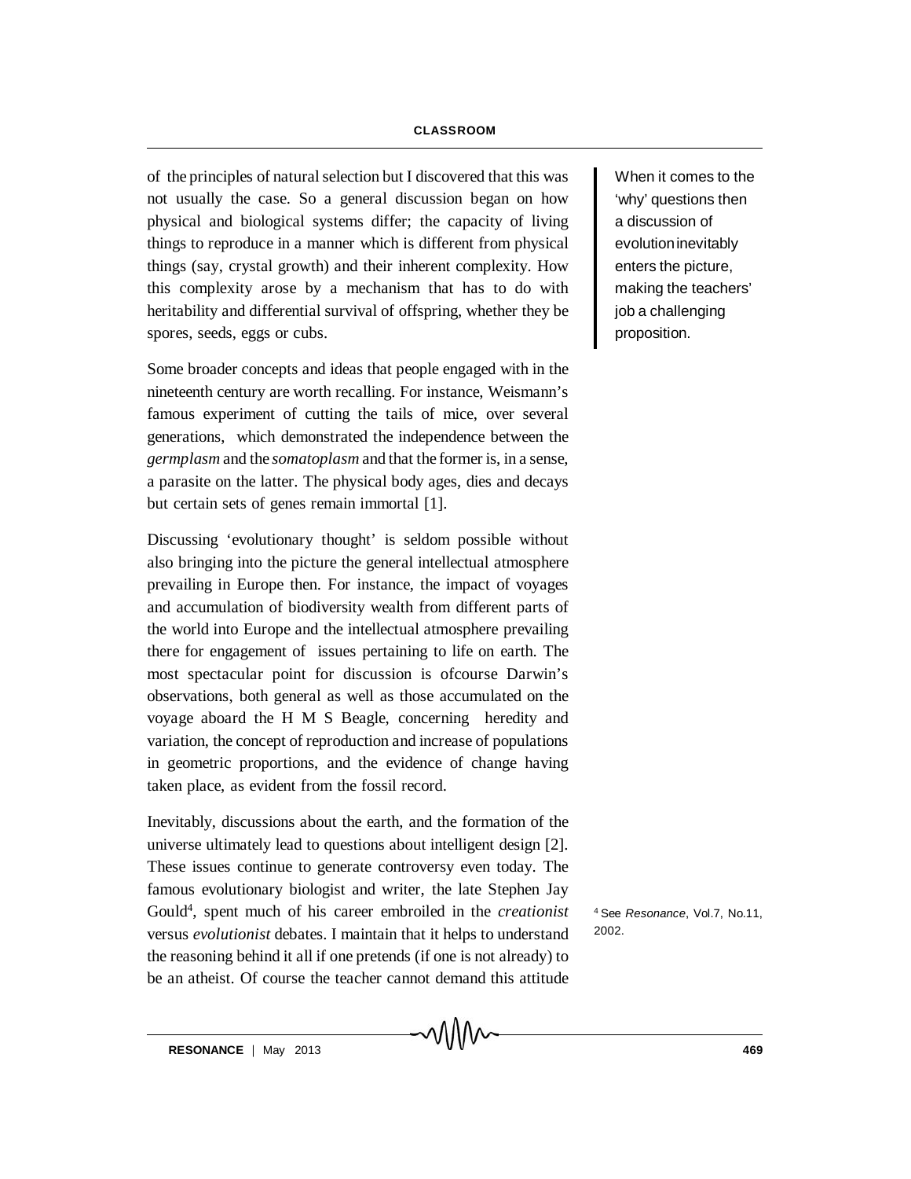of the principles of natural selection but I discovered that this was not usually the case. So a general discussion began on how physical and biological systems differ; the capacity of living things to reproduce in a manner which is different from physical things (say, crystal growth) and their inherent complexity. How this complexity arose by a mechanism that has to do with heritability and differential survival of offspring, whether they be spores, seeds, eggs or cubs.

When it comes to the 'why' questions then a discussion of evolution inevitably enters the picture, making the teachers' job a challenging proposition.

Some broader concepts and ideas that people engaged with in the nineteenth century are worth recalling. For instance, Weismann's famous experiment of cutting the tails of mice, over several generations, which demonstrated the independence between the *germplasm* and the *somatoplasm* and that the former is, in a sense, a parasite on the latter. The physical body ages, dies and decays but certain sets of genes remain immortal [1].

Discussing 'evolutionary thought' is seldom possible without also bringing into the picture the general intellectual atmosphere prevailing in Europe then. For instance, the impact of voyages and accumulation of biodiversity wealth from different parts of the world into Europe and the intellectual atmosphere prevailing there for engagement of issues pertaining to life on earth. The most spectacular point for discussion is ofcourse Darwin's observations, both general as well as those accumulated on the voyage aboard the H M S Beagle, concerning heredity and variation, the concept of reproduction and increase of populations in geometric proportions, and the evidence of change having taken place, as evident from the fossil record.

Inevitably, discussions about the earth, and the formation of the universe ultimately lead to questions about intelligent design [2]. These issues continue to generate controversy even today. The famous evolutionary biologist and writer, the late Stephen Jay Gould[4], spent much of his career embroiled in the *creationist* versus *evolutionist* debates. I maintain that it helps to understand the reasoning behind it all if one pretends (if one is not already) to be an atheist. Of course the teacher cannot demand this attitude

[4] See *Resonance*, Vol.7, No.11, 2002.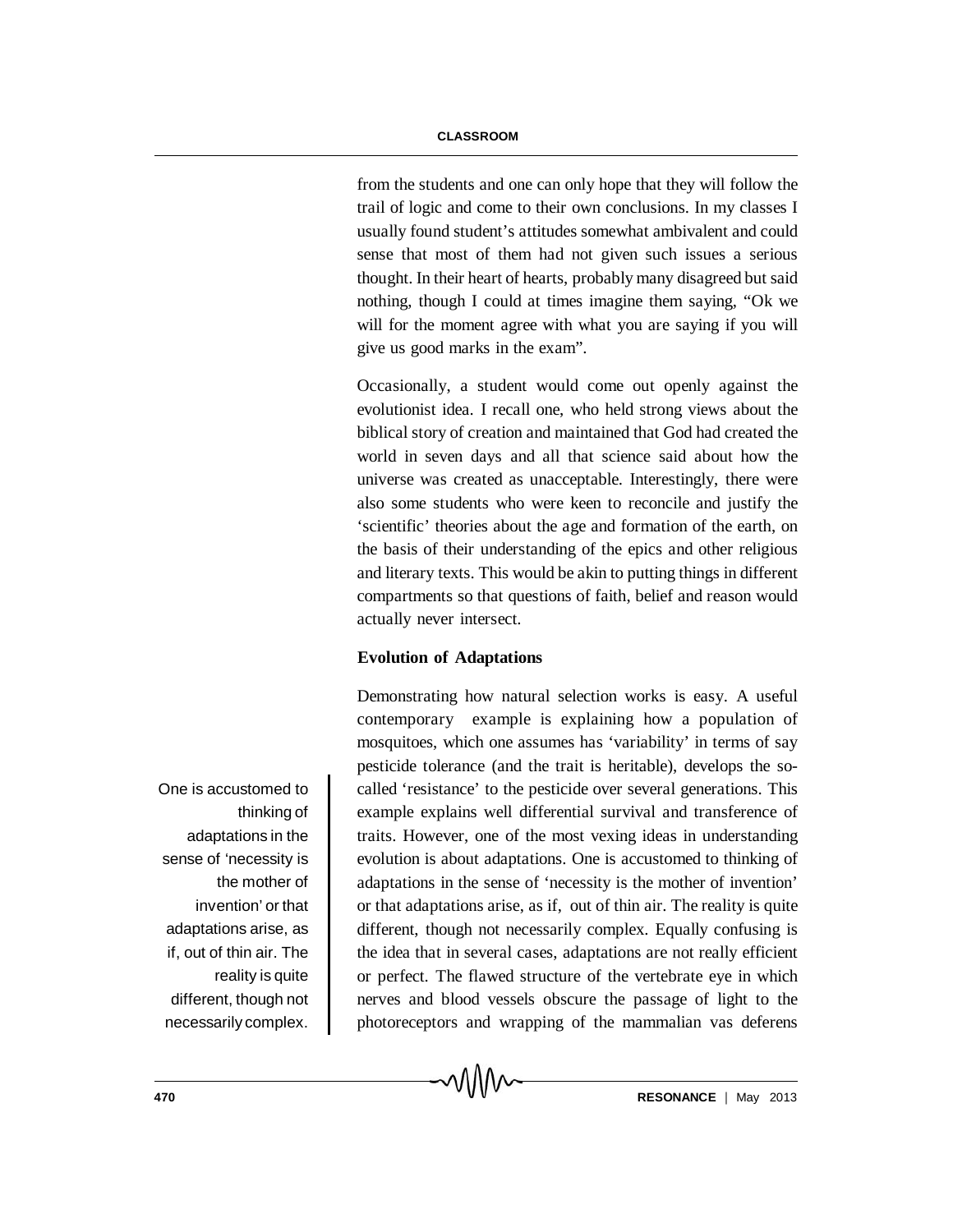from the students and one can only hope that they will follow the trail of logic and come to their own conclusions. In my classes I usually found student's attitudes somewhat ambivalent and could sense that most of them had not given such issues a serious thought. In their heart of hearts, probably many disagreed but said nothing, though I could at times imagine them saying, "Ok we will for the moment agree with what you are saying if you will give us good marks in the exam".

Occasionally, a student would come out openly against the evolutionist idea. I recall one, who held strong views about the biblical story of creation and maintained that God had created the world in seven days and all that science said about how the universe was created as unacceptable. Interestingly, there were also some students who were keen to reconcile and justify the 'scientific' theories about the age and formation of the earth, on the basis of their understanding of the epics and other religious and literary texts. This would be akin to putting things in different compartments so that questions of faith, belief and reason would actually never intersect.

**Evolution of Adaptations**

Demonstrating how natural selection works is easy. A useful contemporary example is explaining how a population of mosquitoes, which one assumes has 'variability' in terms of say pesticide tolerance (and the trait is heritable), develops the so-called 'resistance' to the pesticide over several generations. This example explains well differential survival and transference of traits. However, one of the most vexing ideas in understanding evolution is about adaptations. One is accustomed to thinking of adaptations in the sense of 'necessity is the mother of invention' or that adaptations arise, as if, out of thin air. The reality is quite different, though not necessarily complex. Equally confusing is the idea that in several cases, adaptations are not really efficient or perfect. The flawed structure of the vertebrate eye in which nerves and blood vessels obscure the passage of light to the photoreceptors and wrapping of the mammalian vas deferens

> One is accustomed to thinking of adaptations in the sense of 'necessity is the mother of invention' or that adaptations arise, as if, out of thin air. The reality is quite different, though not necessarily complex.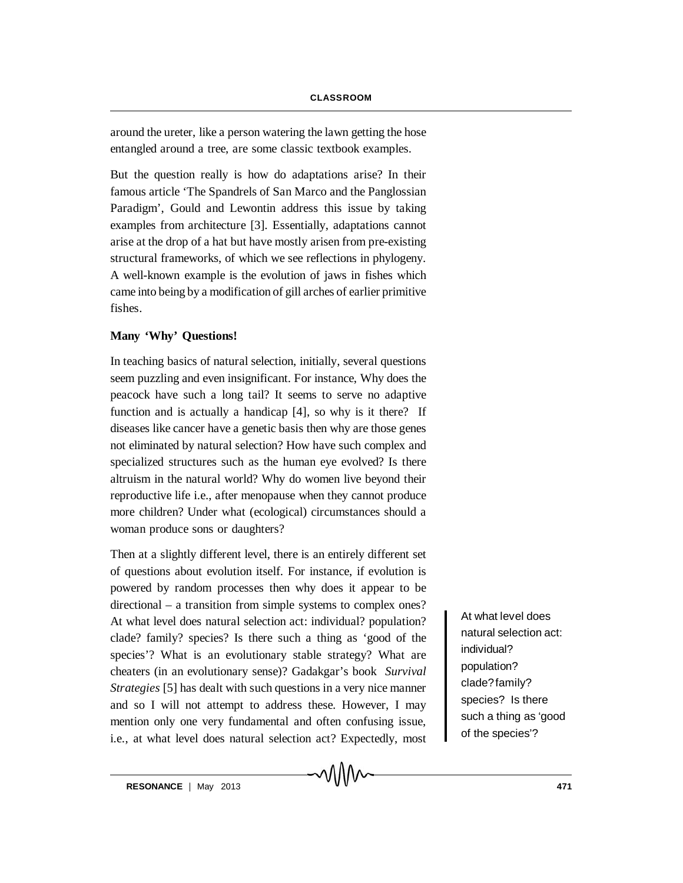around the ureter, like a person watering the lawn getting the hose entangled around a tree, are some classic textbook examples.

But the question really is how do adaptations arise? In their famous article 'The Spandrels of San Marco and the Panglossian Paradigm', Gould and Lewontin address this issue by taking examples from architecture [3]. Essentially, adaptations cannot arise at the drop of a hat but have mostly arisen from pre-existing structural frameworks, of which we see reflections in phylogeny. A well-known example is the evolution of jaws in fishes which came into being by a modification of gill arches of earlier primitive fishes.

**Many 'Why' Questions!**

In teaching basics of natural selection, initially, several questions seem puzzling and even insignificant. For instance, Why does the peacock have such a long tail? It seems to serve no adaptive function and is actually a handicap [4], so why is it there? If diseases like cancer have a genetic basis then why are those genes not eliminated by natural selection? How have such complex and specialized structures such as the human eye evolved? Is there altruism in the natural world? Why do women live beyond their reproductive life i.e., after menopause when they cannot produce more children? Under what (ecological) circumstances should a woman produce sons or daughters?

Then at a slightly different level, there is an entirely different set of questions about evolution itself. For instance, if evolution is powered by random processes then why does it appear to be directional – a transition from simple systems to complex ones? At what level does natural selection act: individual? population? clade? family? species? Is there such a thing as 'good of the species'? What is an evolutionary stable strategy? What are cheaters (in an evolutionary sense)? Gadakgar's book *Survival Strategies* [5] has dealt with such questions in a very nice manner and so I will not attempt to address these. However, I may mention only one very fundamental and often confusing issue, i.e., at what level does natural selection act? Expectedly, most

At what level does natural selection act: individual? population? clade? family? species? Is there such a thing as 'good of the species'?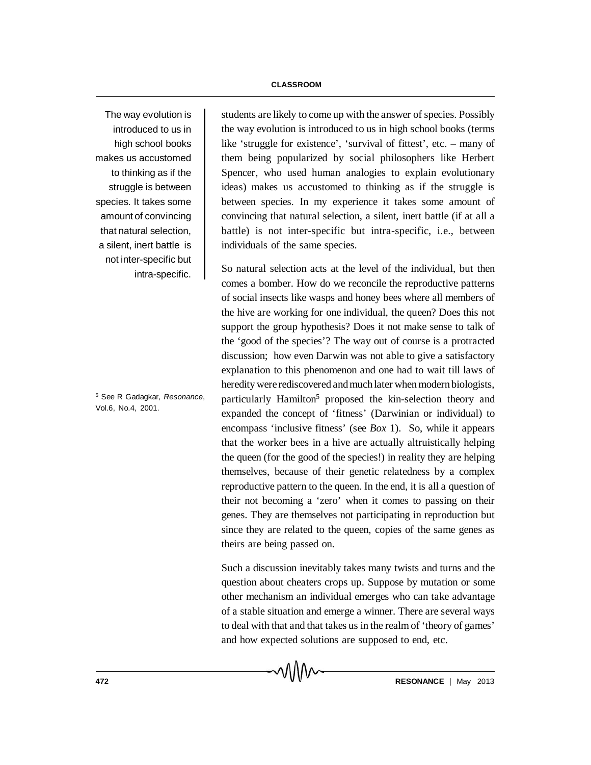students are likely to come up with the answer of species. Possibly the way evolution is introduced to us in high school books (terms like 'struggle for existence', 'survival of fittest', etc. – many of them being popularized by social philosophers like Herbert Spencer, who used human analogies to explain evolutionary ideas) makes us accustomed to thinking as if the struggle is between species. In my experience it takes some amount of convincing that natural selection, a silent, inert battle (if at all a battle) is not inter-specific but intra-specific, i.e., between individuals of the same species.

> The way evolution is introduced to us in high school books makes us accustomed to thinking as if the struggle is between species. It takes some amount of convincing that natural selection, a silent, inert battle is not inter-specific but intra-specific.

So natural selection acts at the level of the individual, but then comes a bomber. How do we reconcile the reproductive patterns of social insects like wasps and honey bees where all members of the hive are working for one individual, the queen? Does this not support the group hypothesis? Does it not make sense to talk of the 'good of the species'? The way out of course is a protracted discussion; how even Darwin was not able to give a satisfactory explanation to this phenomenon and one had to wait till laws of heredity were rediscovered and much later when modern biologists, particularly Hamilton[5] proposed the kin-selection theory and expanded the concept of 'fitness' (Darwinian or individual) to encompass 'inclusive fitness' (see *Box* 1). So, while it appears that the worker bees in a hive are actually altruistically helping the queen (for the good of the species!) in reality they are helping themselves, because of their genetic relatedness by a complex reproductive pattern to the queen. In the end, it is all a question of their not becoming a 'zero' when it comes to passing on their genes. They are themselves not participating in reproduction but since they are related to the queen, copies of the same genes as theirs are being passed on.

[5] See R Gadagkar, *Resonance*, Vol.6, No.4, 2001.

Such a discussion inevitably takes many twists and turns and the question about cheaters crops up. Suppose by mutation or some other mechanism an individual emerges who can take advantage of a stable situation and emerge a winner. There are several ways to deal with that and that takes us in the realm of 'theory of games' and how expected solutions are supposed to end, etc.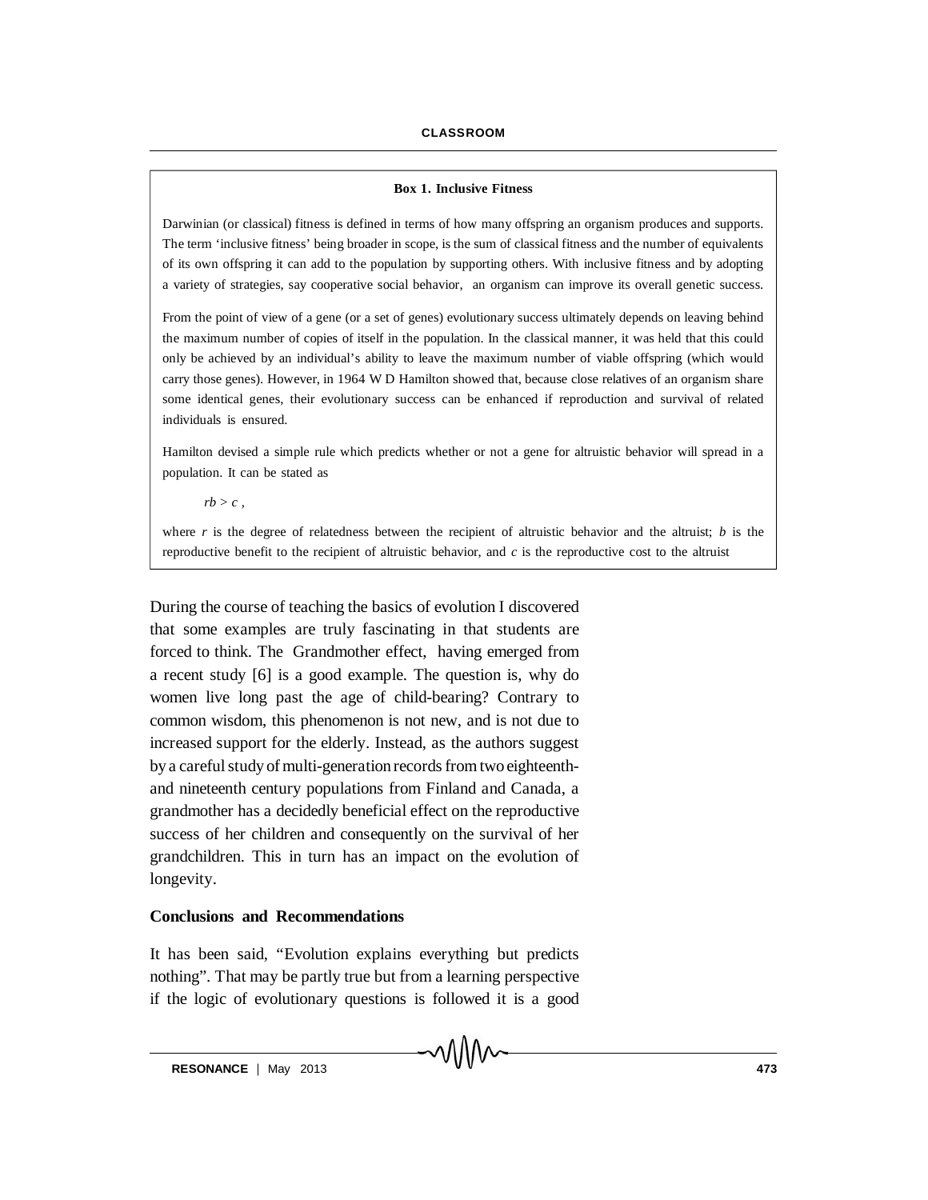**Box 1. Inclusive Fitness**

Darwinian (or classical) fitness is defined in terms of how many offspring an organism produces and supports. The term 'inclusive fitness' being broader in scope, is the sum of classical fitness and the number of equivalents of its own offspring it can add to the population by supporting others. With inclusive fitness and by adopting a variety of strategies, say cooperative social behavior, an organism can improve its overall genetic success.

From the point of view of a gene (or a set of genes) evolutionary success ultimately depends on leaving behind the maximum number of copies of itself in the population. In the classical manner, it was held that this could only be achieved by an individual's ability to leave the maximum number of viable offspring (which would carry those genes). However, in 1964 W D Hamilton showed that, because close relatives of an organism share some identical genes, their evolutionary success can be enhanced if reproduction and survival of related individuals is ensured.

Hamilton devised a simple rule which predicts whether or not a gene for altruistic behavior will spread in a population. It can be stated as

$$rb > c\ ,$$

where $r$ is the degree of relatedness between the recipient of altruistic behavior and the altruist; $b$ is the reproductive benefit to the recipient of altruistic behavior, and $c$ is the reproductive cost to the altruist

During the course of teaching the basics of evolution I discovered that some examples are truly fascinating in that students are forced to think. The Grandmother effect, having emerged from a recent study [6] is a good example. The question is, why do women live long past the age of child-bearing? Contrary to common wisdom, this phenomenon is not new, and is not due to increased support for the elderly. Instead, as the authors suggest by a careful study of multi-generation records from two eighteenth- and nineteenth century populations from Finland and Canada, a grandmother has a decidedly beneficial effect on the reproductive success of her children and consequently on the survival of her grandchildren. This in turn has an impact on the evolution of longevity.

## Conclusions and Recommendations

It has been said, "Evolution explains everything but predicts nothing". That may be partly true but from a learning perspective if the logic of evolutionary questions is followed it is a good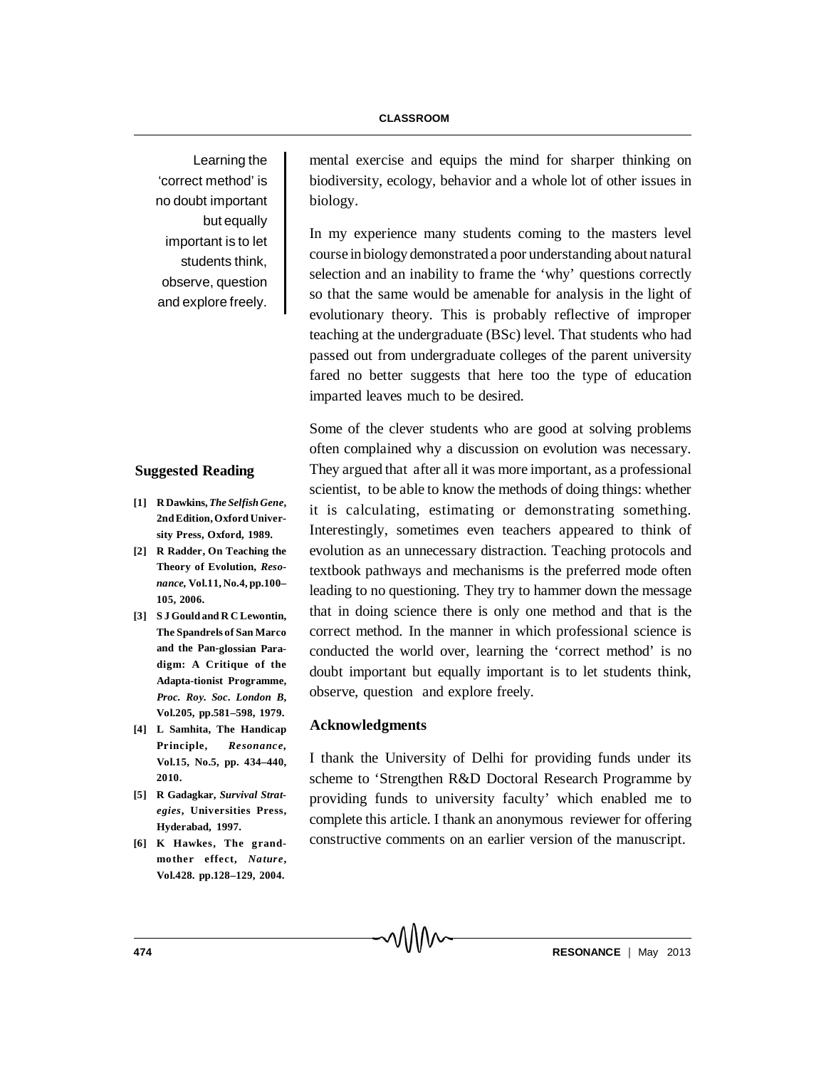mental exercise and equips the mind for sharper thinking on biodiversity, ecology, behavior and a whole lot of other issues in biology.

Learning the 'correct method' is no doubt important but equally important is to let students think, observe, question and explore freely.

In my experience many students coming to the masters level course in biology demonstrated a poor understanding about natural selection and an inability to frame the 'why' questions correctly so that the same would be amenable for analysis in the light of evolutionary theory. This is probably reflective of improper teaching at the undergraduate (BSc) level. That students who had passed out from undergraduate colleges of the parent university fared no better suggests that here too the type of education imparted leaves much to be desired.

Some of the clever students who are good at solving problems often complained why a discussion on evolution was necessary. They argued that after all it was more important, as a professional scientist, to be able to know the methods of doing things: whether it is calculating, estimating or demonstrating something. Interestingly, sometimes even teachers appeared to think of evolution as an unnecessary distraction. Teaching protocols and textbook pathways and mechanisms is the preferred mode often leading to no questioning. They try to hammer down the message that in doing science there is only one method and that is the correct method. In the manner in which professional science is conducted the world over, learning the 'correct method' is no doubt important but equally important is to let students think, observe, question and explore freely.

## Acknowledgments

I thank the University of Delhi for providing funds under its scheme to 'Strengthen R&D Doctoral Research Programme by providing funds to university faculty' which enabled me to complete this article. I thank an anonymous reviewer for offering constructive comments on an earlier version of the manuscript.

## Suggested Reading

- [1] R Dawkins, *The Selfish Gene*, 2nd Edition, Oxford University Press, Oxford, 1989.
- [2] R Radder, On Teaching the Theory of Evolution, *Resonance*, Vol.11, No.4, pp.100–105, 2006.
- [3] S J Gould and R C Lewontin, The Spandrels of San Marco and the Pan-glossian Paradigm: A Critique of the Adapta-tionist Programme, *Proc. Roy. Soc. London B*, Vol.205, pp.581–598, 1979.
- [4] L Samhita, The Handicap Principle, *Resonance*, Vol.15, No.5, pp. 434–440, 2010.
- [5] R Gadagkar, *Survival Strategies*, Universities Press, Hyderabad, 1997.
- [6] K Hawkes, The grandmother effect, *Nature*, Vol.428. pp.128–129, 2004.